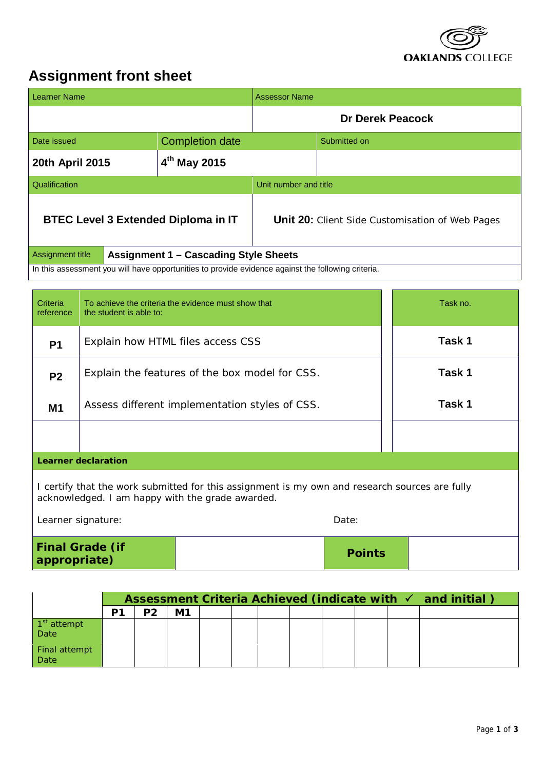OAKLANDS COLLEGE

# Assignment front sheet

| Learner Name | | Assessor Name | |
|---|---|---|---|
| | | **Dr Derek Peacock** | |
| Date issued | Completion date | Submitted on | |
| **20th April 2015** | **4th May 2015** | | |
| Qualification | | Unit number and title | |
| **BTEC Level 3 Extended Diploma in IT** | | **Unit 20:** Client Side Customisation of Web Pages | |
| Assignment title | **Assignment 1 – Cascading Style Sheets** | | |

In this assessment you will have opportunities to provide evidence against the following criteria.

| Criteria reference | To achieve the criteria the evidence must show that the student is able to: | Task no. |
|---|---|---|
| **P1** | Explain how HTML files access CSS | **Task 1** |
| **P2** | Explain the features of the box model for CSS. | **Task 1** |
| **M1** | Assess different implementation styles of CSS. | **Task 1** |
| | | |

**Learner declaration**

I certify that the work submitted for this assignment is my own and research sources are fully acknowledged. I am happy with the grade awarded.

Learner signature: Date:

| **Final Grade (if appropriate)** | | **Points** | |
|---|---|---|---|

| | **Assessment Criteria Achieved (indicate with ✓ and initial )** | | | | | | | | | |
|---|---|---|---|---|---|---|---|---|---|---|
| | **P1** | **P2** | **M1** | | | | | | | |
| 1st attempt Date | | | | | | | | | | |
| Final attempt Date | | | | | | | | | | |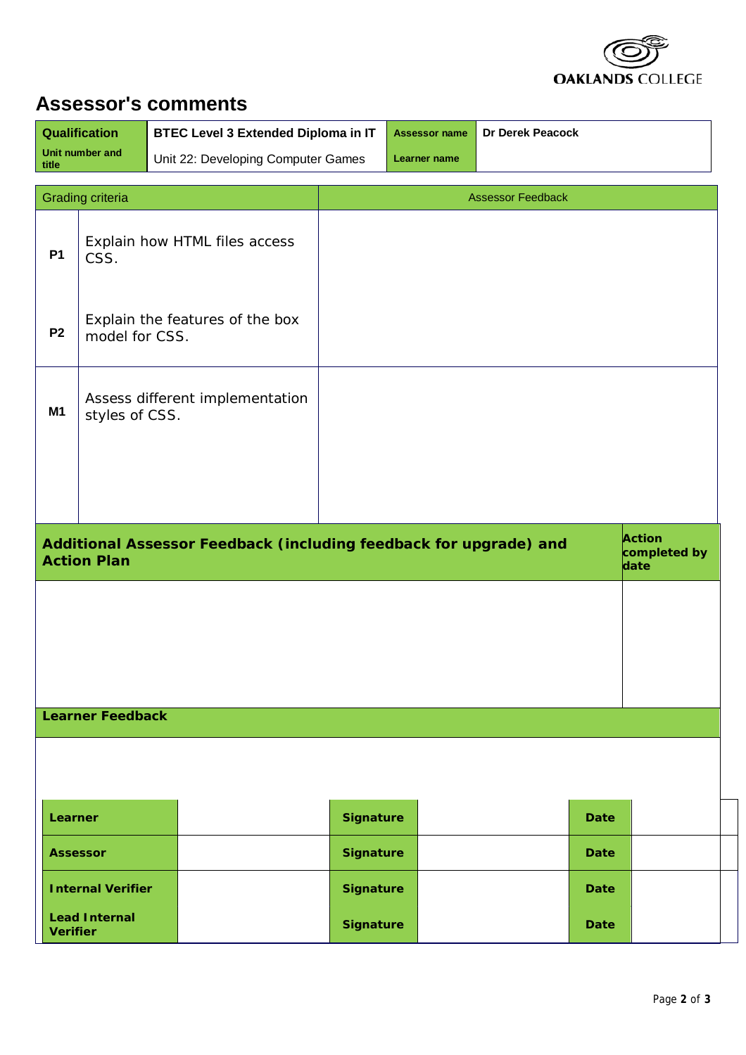## Assessor's comments

| Qualification | BTEC Level 3 Extended Diploma in IT | Assessor name | Dr Derek Peacock |
|---|---|---|---|
| Unit number and title | Unit 22: Developing Computer Games | Learner name | |

| Grading criteria | | Assessor Feedback |
|---|---|---|
| P1 | Explain how HTML files access CSS. | |
| P2 | Explain the features of the box model for CSS. | |
| M1 | Assess different implementation styles of CSS. | |

| Additional Assessor Feedback (including feedback for upgrade) and Action Plan | Action completed by date |
|---|---|
| | |

**Learner Feedback**

| | | | | | |
|---|---|---|---|---|---|
| **Learner** | | **Signature** | | **Date** | |
| **Assessor** | | **Signature** | | **Date** | |
| **Internal Verifier** | | **Signature** | | **Date** | |
| **Lead Internal Verifier** | | **Signature** | | **Date** | |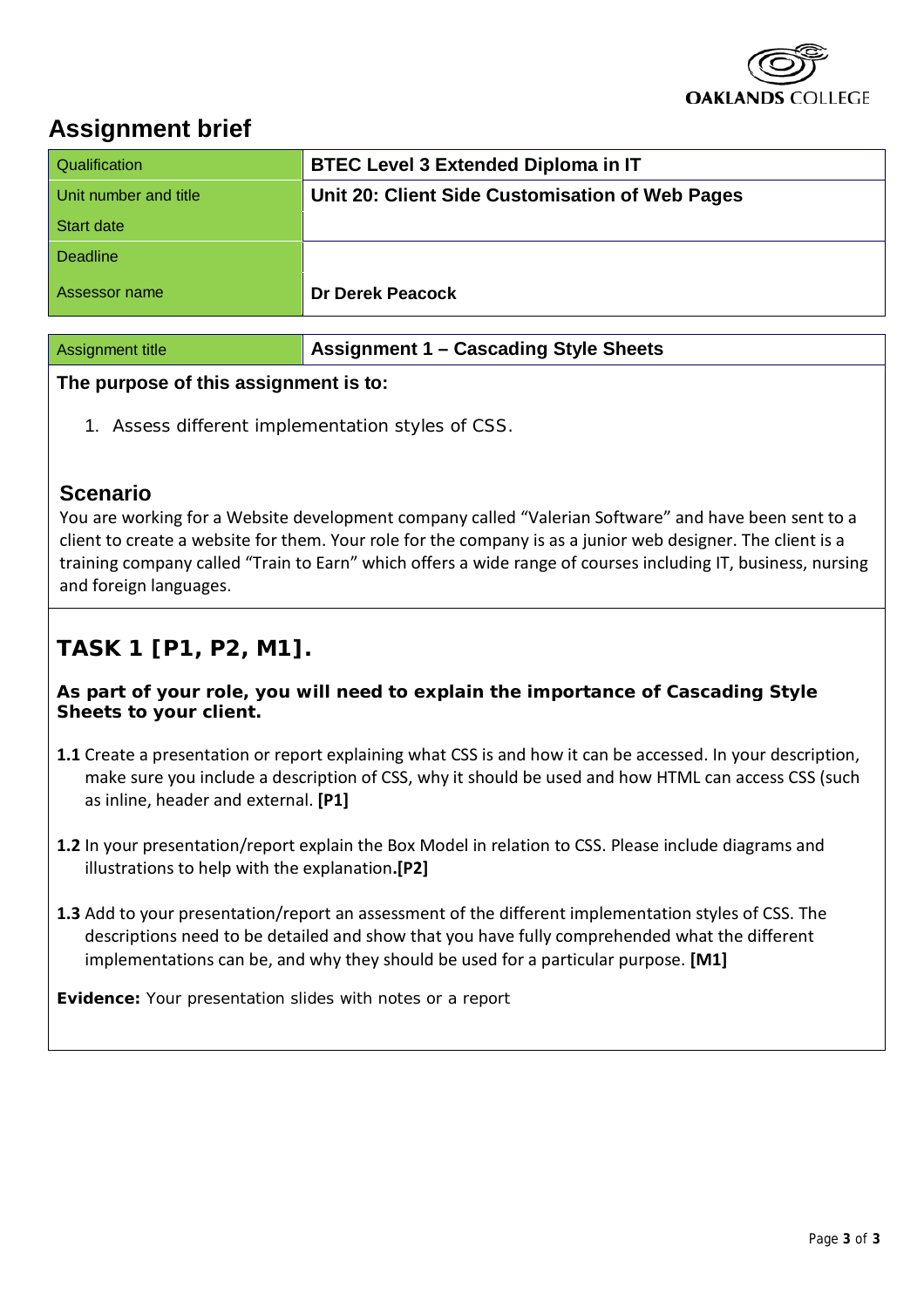OAKLANDS COLLEGE

# Assignment brief

| | |
|---|---|
| Qualification | **BTEC Level 3 Extended Diploma in IT** |
| Unit number and title | **Unit 20: Client Side Customisation of Web Pages** |
| Start date | |
| Deadline | |
| Assessor name | **Dr Derek Peacock** |

| | |
|---|---|
| Assignment title | **Assignment 1 – Cascading Style Sheets** |

**The purpose of this assignment is to:**

1. Assess different implementation styles of CSS.

## Scenario

You are working for a Website development company called "Valerian Software" and have been sent to a client to create a website for them. Your role for the company is as a junior web designer. The client is a training company called "Train to Earn" which offers a wide range of courses including IT, business, nursing and foreign languages.

## TASK 1 [P1, P2, M1].

**As part of your role, you will need to explain the importance of Cascading Style Sheets to your client.**

**1.1** Create a presentation or report explaining what CSS is and how it can be accessed. In your description, make sure you include a description of CSS, why it should be used and how HTML can access CSS (such as inline, header and external. **[P1]**

**1.2** In your presentation/report explain the Box Model in relation to CSS. Please include diagrams and illustrations to help with the explanation**.[P2]**

**1.3** Add to your presentation/report an assessment of the different implementation styles of CSS. The descriptions need to be detailed and show that you have fully comprehended what the different implementations can be, and why they should be used for a particular purpose. **[M1]**

**Evidence:** Your presentation slides with notes or a report